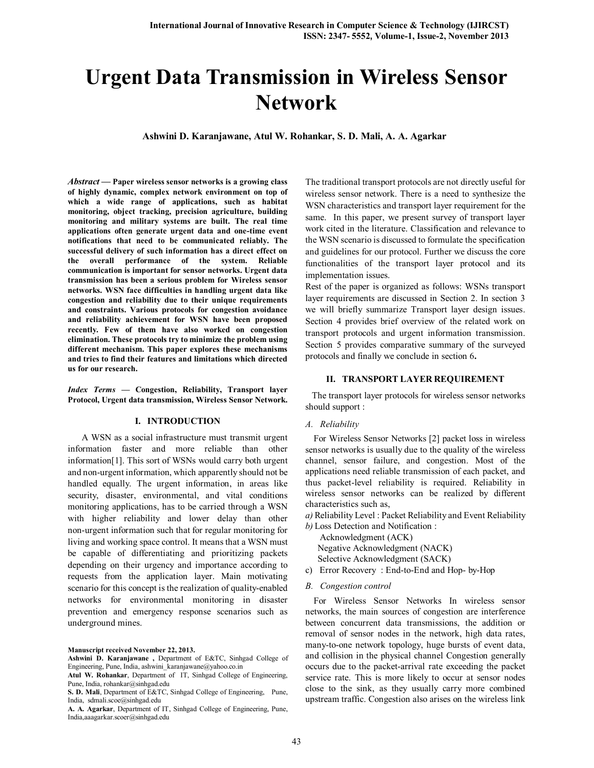# Urgent Data Transmission in Wireless Sensor Network

**Ashwini D. Karanjawane, Atul W. Rohankar, S. D. Mali, A. A. Agarkar**

***Abstract* — Paper wireless sensor networks is a growing class of highly dynamic, complex network environment on top of which a wide range of applications, such as habitat monitoring, object tracking, precision agriculture, building monitoring and military systems are built. The real time applications often generate urgent data and one-time event notifications that need to be communicated reliably. The successful delivery of such information has a direct effect on the overall performance of the system. Reliable communication is important for sensor networks. Urgent data transmission has been a serious problem for Wireless sensor networks. WSN face difficulties in handling urgent data like congestion and reliability due to their unique requirements and constraints. Various protocols for congestion avoidance and reliability achievement for WSN have been proposed recently. Few of them have also worked on congestion elimination. These protocols try to minimize the problem using different mechanism. This paper explores these mechanisms and tries to find their features and limitations which directed us for our research.**

***Index Terms* — Congestion, Reliability, Transport layer Protocol, Urgent data transmission, Wireless Sensor Network.**

## I. INTRODUCTION

A WSN as a social infrastructure must transmit urgent information faster and more reliable than other information[1]. This sort of WSNs would carry both urgent and non-urgent information, which apparently should not be handled equally. The urgent information, in areas like security, disaster, environmental, and vital conditions monitoring applications, has to be carried through a WSN with higher reliability and lower delay than other non-urgent information such that for regular monitoring for living and working space control. It means that a WSN must be capable of differentiating and prioritizing packets depending on their urgency and importance according to requests from the application layer. Main motivating scenario for this concept is the realization of quality-enabled networks for environmental monitoring in disaster prevention and emergency response scenarios such as underground mines.

The traditional transport protocols are not directly useful for wireless sensor network. There is a need to synthesize the WSN characteristics and transport layer requirement for the same. In this paper, we present survey of transport layer work cited in the literature. Classification and relevance to the WSN scenario is discussed to formulate the specification and guidelines for our protocol. Further we discuss the core functionalities of the transport layer protocol and its implementation issues.

Rest of the paper is organized as follows: WSNs transport layer requirements are discussed in Section 2. In section 3 we will briefly summarize Transport layer design issues. Section 4 provides brief overview of the related work on transport protocols and urgent information transmission. Section 5 provides comparative summary of the surveyed protocols and finally we conclude in section 6**.**

## II. TRANSPORT LAYER REQUIREMENT

The transport layer protocols for wireless sensor networks should support :

### *A. Reliability*

For Wireless Sensor Networks [2] packet loss in wireless sensor networks is usually due to the quality of the wireless channel, sensor failure, and congestion. Most of the applications need reliable transmission of each packet, and thus packet-level reliability is required. Reliability in wireless sensor networks can be realized by different characteristics such as,

*a)* Reliability Level : Packet Reliability and Event Reliability

*b)* Loss Detection and Notification :
- Acknowledgment (ACK)
- Negative Acknowledgment (NACK)
- Selective Acknowledgment (SACK)

c) Error Recovery : End-to-End and Hop- by-Hop

### *B. Congestion control*

For Wireless Sensor Networks In wireless sensor networks, the main sources of congestion are interference between concurrent data transmissions, the addition or removal of sensor nodes in the network, high data rates, many-to-one network topology, huge bursts of event data, and collision in the physical channel Congestion generally occurs due to the packet-arrival rate exceeding the packet service rate. This is more likely to occur at sensor nodes close to the sink, as they usually carry more combined upstream traffic. Congestion also arises on the wireless link

---

**Manuscript received November 22, 2013.**

**Ashwini D. Karanjawane ,** Department of E&TC, Sinhgad College of Engineering, Pune, India, ashwini_karanjawane@yahoo.co.in

**Atul W. Rohankar**, Department of IT, Sinhgad College of Engineering, Pune, India, rohankar@sinhgad.edu

**S. D. Mali**, Department of E&TC, Sinhgad College of Engineering, Pune, India, sdmali.scoe@sinhgad.edu

**A. A. Agarkar**, Department of IT, Sinhgad College of Engineering, Pune, India,aaagarkar.scoer@sinhgad.edu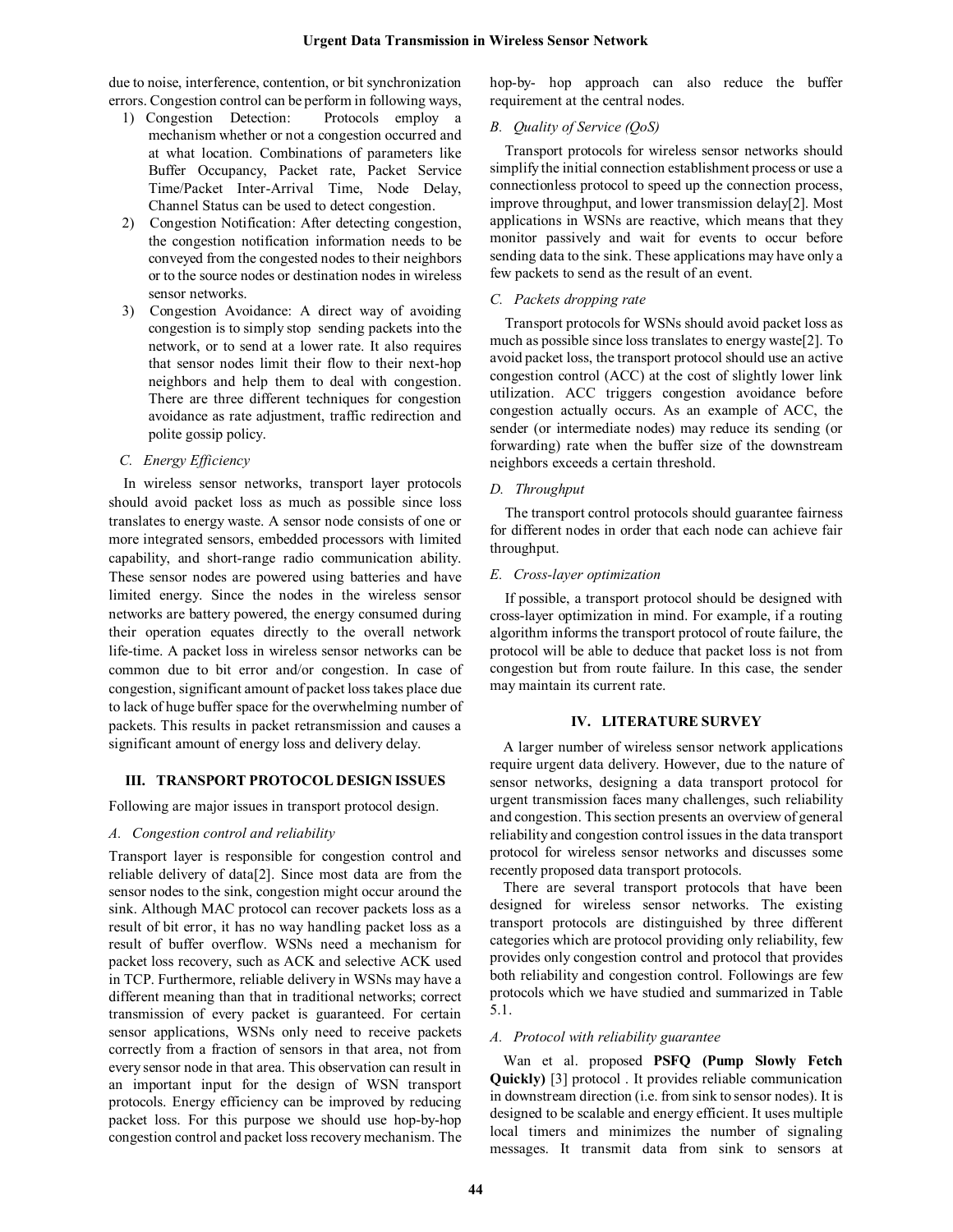due to noise, interference, contention, or bit synchronization errors. Congestion control can be perform in following ways,

1) Congestion Detection: Protocols employ a mechanism whether or not a congestion occurred and at what location. Combinations of parameters like Buffer Occupancy, Packet rate, Packet Service Time/Packet Inter-Arrival Time, Node Delay, Channel Status can be used to detect congestion.
2) Congestion Notification: After detecting congestion, the congestion notification information needs to be conveyed from the congested nodes to their neighbors or to the source nodes or destination nodes in wireless sensor networks.
3) Congestion Avoidance: A direct way of avoiding congestion is to simply stop sending packets into the network, or to send at a lower rate. It also requires that sensor nodes limit their flow to their next-hop neighbors and help them to deal with congestion. There are three different techniques for congestion avoidance as rate adjustment, traffic redirection and polite gossip policy.

### *C. Energy Efficiency*

In wireless sensor networks, transport layer protocols should avoid packet loss as much as possible since loss translates to energy waste. A sensor node consists of one or more integrated sensors, embedded processors with limited capability, and short-range radio communication ability. These sensor nodes are powered using batteries and have limited energy. Since the nodes in the wireless sensor networks are battery powered, the energy consumed during their operation equates directly to the overall network life-time. A packet loss in wireless sensor networks can be common due to bit error and/or congestion. In case of congestion, significant amount of packet loss takes place due to lack of huge buffer space for the overwhelming number of packets. This results in packet retransmission and causes a significant amount of energy loss and delivery delay.

## III. TRANSPORT PROTOCOL DESIGN ISSUES

Following are major issues in transport protocol design.

### *A. Congestion control and reliability*

Transport layer is responsible for congestion control and reliable delivery of data[2]. Since most data are from the sensor nodes to the sink, congestion might occur around the sink. Although MAC protocol can recover packets loss as a result of bit error, it has no way handling packet loss as a result of buffer overflow. WSNs need a mechanism for packet loss recovery, such as ACK and selective ACK used in TCP. Furthermore, reliable delivery in WSNs may have a different meaning than that in traditional networks; correct transmission of every packet is guaranteed. For certain sensor applications, WSNs only need to receive packets correctly from a fraction of sensors in that area, not from every sensor node in that area. This observation can result in an important input for the design of WSN transport protocols. Energy efficiency can be improved by reducing packet loss. For this purpose we should use hop-by-hop congestion control and packet loss recovery mechanism. The hop-by- hop approach can also reduce the buffer requirement at the central nodes.

### *B. Quality of Service (QoS)*

Transport protocols for wireless sensor networks should simplify the initial connection establishment process or use a connectionless protocol to speed up the connection process, improve throughput, and lower transmission delay[2]. Most applications in WSNs are reactive, which means that they monitor passively and wait for events to occur before sending data to the sink. These applications may have only a few packets to send as the result of an event.

### *C. Packets dropping rate*

Transport protocols for WSNs should avoid packet loss as much as possible since loss translates to energy waste[2]. To avoid packet loss, the transport protocol should use an active congestion control (ACC) at the cost of slightly lower link utilization. ACC triggers congestion avoidance before congestion actually occurs. As an example of ACC, the sender (or intermediate nodes) may reduce its sending (or forwarding) rate when the buffer size of the downstream neighbors exceeds a certain threshold.

### *D. Throughput*

The transport control protocols should guarantee fairness for different nodes in order that each node can achieve fair throughput.

### *E. Cross-layer optimization*

If possible, a transport protocol should be designed with cross-layer optimization in mind. For example, if a routing algorithm informs the transport protocol of route failure, the protocol will be able to deduce that packet loss is not from congestion but from route failure. In this case, the sender may maintain its current rate.

## IV. LITERATURE SURVEY

A larger number of wireless sensor network applications require urgent data delivery. However, due to the nature of sensor networks, designing a data transport protocol for urgent transmission faces many challenges, such reliability and congestion. This section presents an overview of general reliability and congestion control issues in the data transport protocol for wireless sensor networks and discusses some recently proposed data transport protocols.

There are several transport protocols that have been designed for wireless sensor networks. The existing transport protocols are distinguished by three different categories which are protocol providing only reliability, few provides only congestion control and protocol that provides both reliability and congestion control. Followings are few protocols which we have studied and summarized in Table 5.1.

### *A. Protocol with reliability guarantee*

Wan et al. proposed **PSFQ (Pump Slowly Fetch Quickly)** [3] protocol . It provides reliable communication in downstream direction (i.e. from sink to sensor nodes). It is designed to be scalable and energy efficient. It uses multiple local timers and minimizes the number of signaling messages. It transmit data from sink to sensors at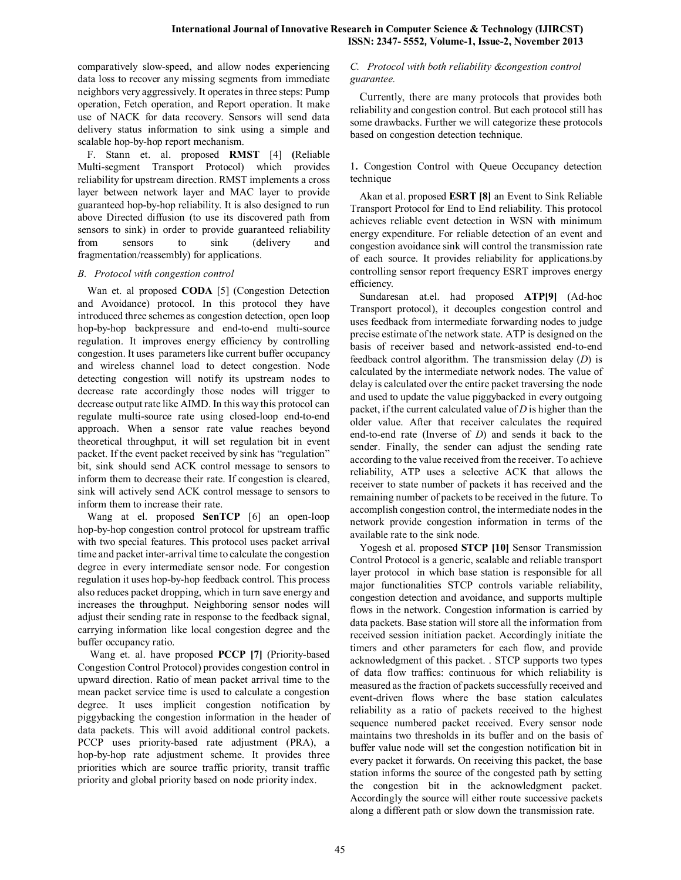comparatively slow-speed, and allow nodes experiencing data loss to recover any missing segments from immediate neighbors very aggressively. It operates in three steps: Pump operation, Fetch operation, and Report operation. It make use of NACK for data recovery. Sensors will send data delivery status information to sink using a simple and scalable hop-by-hop report mechanism.

F. Stann et. al. proposed **RMST** [4] **(**Reliable Multi-segment Transport Protocol) which provides reliability for upstream direction. RMST implements a cross layer between network layer and MAC layer to provide guaranteed hop-by-hop reliability. It is also designed to run above Directed diffusion (to use its discovered path from sensors to sink) in order to provide guaranteed reliability from sensors to sink (delivery and fragmentation/reassembly) for applications.

### *B. Protocol with congestion control*

Wan et. al proposed **CODA** [5] (Congestion Detection and Avoidance) protocol. In this protocol they have introduced three schemes as congestion detection, open loop hop-by-hop backpressure and end-to-end multi-source regulation. It improves energy efficiency by controlling congestion. It uses parameters like current buffer occupancy and wireless channel load to detect congestion. Node detecting congestion will notify its upstream nodes to decrease rate accordingly those nodes will trigger to decrease output rate like AIMD. In this way this protocol can regulate multi-source rate using closed-loop end-to-end approach. When a sensor rate value reaches beyond theoretical throughput, it will set regulation bit in event packet. If the event packet received by sink has "regulation" bit, sink should send ACK control message to sensors to inform them to decrease their rate. If congestion is cleared, sink will actively send ACK control message to sensors to inform them to increase their rate.

Wang at el. proposed **SenTCP** [6] an open-loop hop-by-hop congestion control protocol for upstream traffic with two special features. This protocol uses packet arrival time and packet inter-arrival time to calculate the congestion degree in every intermediate sensor node. For congestion regulation it uses hop-by-hop feedback control. This process also reduces packet dropping, which in turn save energy and increases the throughput. Neighboring sensor nodes will adjust their sending rate in response to the feedback signal, carrying information like local congestion degree and the buffer occupancy ratio.

Wang et. al. have proposed **PCCP [7]** (Priority-based Congestion Control Protocol) provides congestion control in upward direction. Ratio of mean packet arrival time to the mean packet service time is used to calculate a congestion degree. It uses implicit congestion notification by piggybacking the congestion information in the header of data packets. This will avoid additional control packets. PCCP uses priority-based rate adjustment (PRA), a hop-by-hop rate adjustment scheme. It provides three priorities which are source traffic priority, transit traffic priority and global priority based on node priority index.

### *C. Protocol with both reliability &congestion control guarantee.*

Currently, there are many protocols that provides both reliability and congestion control. But each protocol still has some drawbacks. Further we will categorize these protocols based on congestion detection technique.

1**.** Congestion Control with Queue Occupancy detection technique

Akan et al. proposed **ESRT [8]** an Event to Sink Reliable Transport Protocol for End to End reliability. This protocol achieves reliable event detection in WSN with minimum energy expenditure. For reliable detection of an event and congestion avoidance sink will control the transmission rate of each source. It provides reliability for applications.by controlling sensor report frequency ESRT improves energy efficiency.

Sundaresan at.el. had proposed **ATP[9]** (Ad-hoc Transport protocol), it decouples congestion control and uses feedback from intermediate forwarding nodes to judge precise estimate of the network state. ATP is designed on the basis of receiver based and network-assisted end-to-end feedback control algorithm. The transmission delay ($D$) is calculated by the intermediate network nodes. The value of delay is calculated over the entire packet traversing the node and used to update the value piggybacked in every outgoing packet, if the current calculated value of $D$ is higher than the older value. After that receiver calculates the required end-to-end rate (Inverse of $D$) and sends it back to the sender. Finally, the sender can adjust the sending rate according to the value received from the receiver. To achieve reliability, ATP uses a selective ACK that allows the receiver to state number of packets it has received and the remaining number of packets to be received in the future. To accomplish congestion control, the intermediate nodes in the network provide congestion information in terms of the available rate to the sink node.

Yogesh et al. proposed **STCP [10]** Sensor Transmission Control Protocol is a generic, scalable and reliable transport layer protocol in which base station is responsible for all major functionalities STCP controls variable reliability, congestion detection and avoidance, and supports multiple flows in the network. Congestion information is carried by data packets. Base station will store all the information from received session initiation packet. Accordingly initiate the timers and other parameters for each flow, and provide acknowledgment of this packet. . STCP supports two types of data flow traffics: continuous for which reliability is measured as the fraction of packets successfully received and event-driven flows where the base station calculates reliability as a ratio of packets received to the highest sequence numbered packet received. Every sensor node maintains two thresholds in its buffer and on the basis of buffer value node will set the congestion notification bit in every packet it forwards. On receiving this packet, the base station informs the source of the congested path by setting the congestion bit in the acknowledgment packet. Accordingly the source will either route successive packets along a different path or slow down the transmission rate.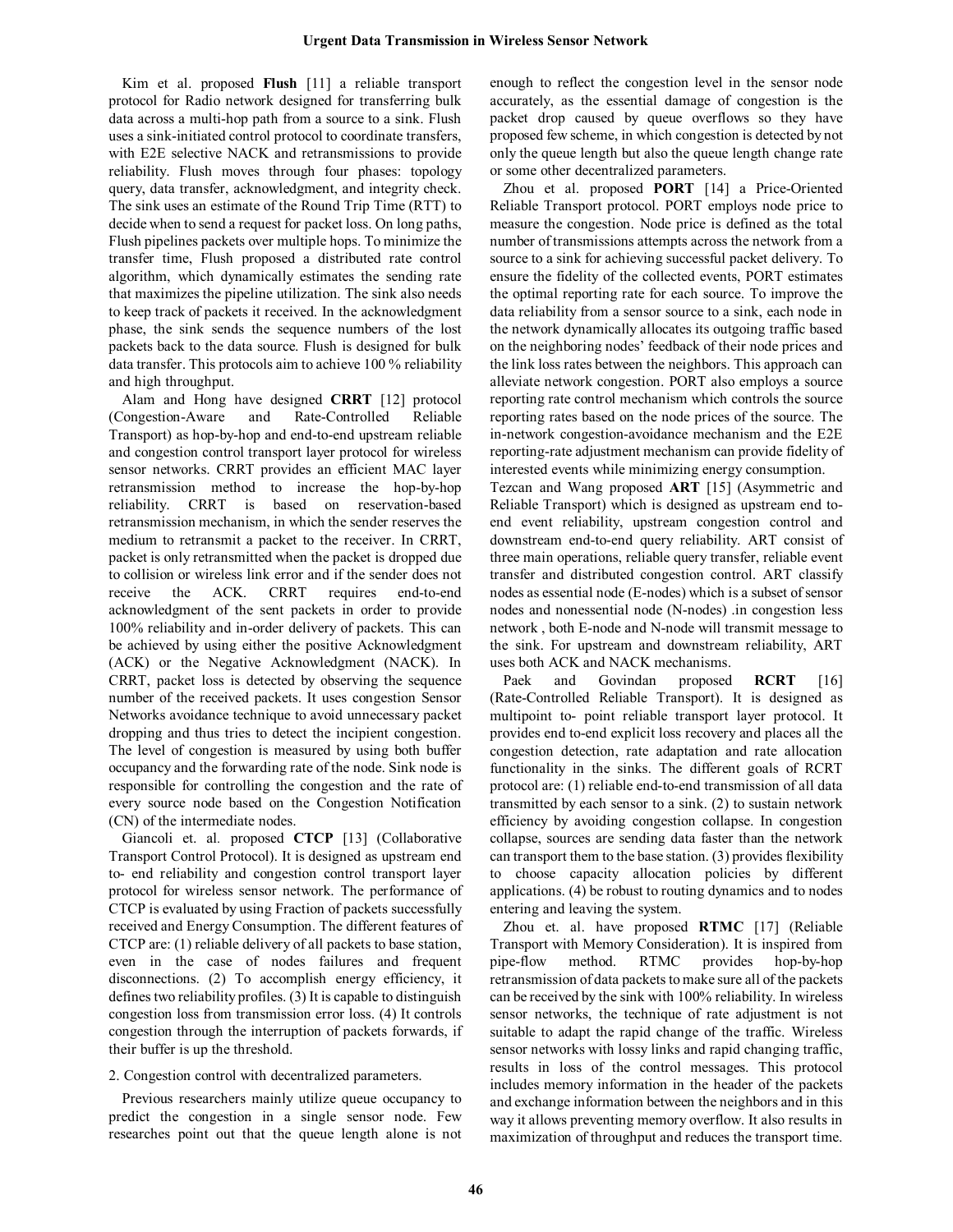Kim et al. proposed **Flush** [11] a reliable transport protocol for Radio network designed for transferring bulk data across a multi-hop path from a source to a sink. Flush uses a sink-initiated control protocol to coordinate transfers, with E2E selective NACK and retransmissions to provide reliability. Flush moves through four phases: topology query, data transfer, acknowledgment, and integrity check. The sink uses an estimate of the Round Trip Time (RTT) to decide when to send a request for packet loss. On long paths, Flush pipelines packets over multiple hops. To minimize the transfer time, Flush proposed a distributed rate control algorithm, which dynamically estimates the sending rate that maximizes the pipeline utilization. The sink also needs to keep track of packets it received. In the acknowledgment phase, the sink sends the sequence numbers of the lost packets back to the data source. Flush is designed for bulk data transfer. This protocols aim to achieve 100 % reliability and high throughput.

Alam and Hong have designed **CRRT** [12] protocol (Congestion-Aware and Rate-Controlled Reliable Transport) as hop-by-hop and end-to-end upstream reliable and congestion control transport layer protocol for wireless sensor networks. CRRT provides an efficient MAC layer retransmission method to increase the hop-by-hop reliability. CRRT is based on reservation-based retransmission mechanism, in which the sender reserves the medium to retransmit a packet to the receiver. In CRRT, packet is only retransmitted when the packet is dropped due to collision or wireless link error and if the sender does not receive the ACK. CRRT requires end-to-end acknowledgment of the sent packets in order to provide 100% reliability and in-order delivery of packets. This can be achieved by using either the positive Acknowledgment (ACK) or the Negative Acknowledgment (NACK). In CRRT, packet loss is detected by observing the sequence number of the received packets. It uses congestion Sensor Networks avoidance technique to avoid unnecessary packet dropping and thus tries to detect the incipient congestion. The level of congestion is measured by using both buffer occupancy and the forwarding rate of the node. Sink node is responsible for controlling the congestion and the rate of every source node based on the Congestion Notification (CN) of the intermediate nodes.

Giancoli et. al. proposed **CTCP** [13] (Collaborative Transport Control Protocol). It is designed as upstream end to- end reliability and congestion control transport layer protocol for wireless sensor network. The performance of CTCP is evaluated by using Fraction of packets successfully received and Energy Consumption. The different features of CTCP are: (1) reliable delivery of all packets to base station, even in the case of nodes failures and frequent disconnections. (2) To accomplish energy efficiency, it defines two reliability profiles. (3) It is capable to distinguish congestion loss from transmission error loss. (4) It controls congestion through the interruption of packets forwards, if their buffer is up the threshold.

2. Congestion control with decentralized parameters.

Previous researchers mainly utilize queue occupancy to predict the congestion in a single sensor node. Few researches point out that the queue length alone is not enough to reflect the congestion level in the sensor node accurately, as the essential damage of congestion is the packet drop caused by queue overflows so they have proposed few scheme, in which congestion is detected by not only the queue length but also the queue length change rate or some other decentralized parameters.

Zhou et al. proposed **PORT** [14] a Price-Oriented Reliable Transport protocol. PORT employs node price to measure the congestion. Node price is defined as the total number of transmissions attempts across the network from a source to a sink for achieving successful packet delivery. To ensure the fidelity of the collected events, PORT estimates the optimal reporting rate for each source. To improve the data reliability from a sensor source to a sink, each node in the network dynamically allocates its outgoing traffic based on the neighboring nodes' feedback of their node prices and the link loss rates between the neighbors. This approach can alleviate network congestion. PORT also employs a source reporting rate control mechanism which controls the source reporting rates based on the node prices of the source. The in-network congestion-avoidance mechanism and the E2E reporting-rate adjustment mechanism can provide fidelity of interested events while minimizing energy consumption.

Tezcan and Wang proposed **ART** [15] (Asymmetric and Reliable Transport) which is designed as upstream end to-end event reliability, upstream congestion control and downstream end-to-end query reliability. ART consist of three main operations, reliable query transfer, reliable event transfer and distributed congestion control. ART classify nodes as essential node (E-nodes) which is a subset of sensor nodes and nonessential node (N-nodes) .in congestion less network , both E-node and N-node will transmit message to the sink. For upstream and downstream reliability, ART uses both ACK and NACK mechanisms.

Paek and Govindan proposed **RCRT** [16] (Rate-Controlled Reliable Transport). It is designed as multipoint to- point reliable transport layer protocol. It provides end to-end explicit loss recovery and places all the congestion detection, rate adaptation and rate allocation functionality in the sinks. The different goals of RCRT protocol are: (1) reliable end-to-end transmission of all data transmitted by each sensor to a sink. (2) to sustain network efficiency by avoiding congestion collapse. In congestion collapse, sources are sending data faster than the network can transport them to the base station. (3) provides flexibility to choose capacity allocation policies by different applications. (4) be robust to routing dynamics and to nodes entering and leaving the system.

Zhou et. al. have proposed **RTMC** [17] (Reliable Transport with Memory Consideration). It is inspired from pipe-flow method. RTMC provides hop-by-hop retransmission of data packets to make sure all of the packets can be received by the sink with 100% reliability. In wireless sensor networks, the technique of rate adjustment is not suitable to adapt the rapid change of the traffic. Wireless sensor networks with lossy links and rapid changing traffic, results in loss of the control messages. This protocol includes memory information in the header of the packets and exchange information between the neighbors and in this way it allows preventing memory overflow. It also results in maximization of throughput and reduces the transport time.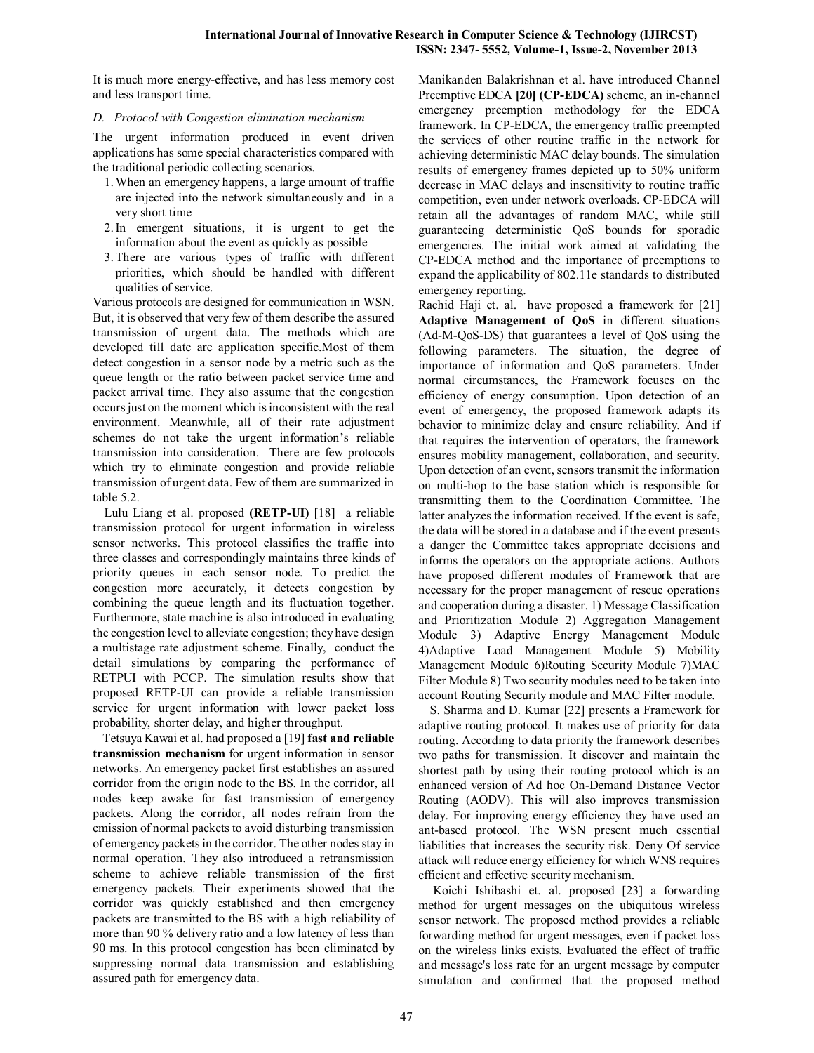It is much more energy-effective, and has less memory cost and less transport time.

*D. Protocol with Congestion elimination mechanism*

The urgent information produced in event driven applications has some special characteristics compared with the traditional periodic collecting scenarios.

1. When an emergency happens, a large amount of traffic are injected into the network simultaneously and in a very short time
2. In emergent situations, it is urgent to get the information about the event as quickly as possible
3. There are various types of traffic with different priorities, which should be handled with different qualities of service.

Various protocols are designed for communication in WSN. But, it is observed that very few of them describe the assured transmission of urgent data. The methods which are developed till date are application specific.Most of them detect congestion in a sensor node by a metric such as the queue length or the ratio between packet service time and packet arrival time. They also assume that the congestion occurs just on the moment which is inconsistent with the real environment. Meanwhile, all of their rate adjustment schemes do not take the urgent information's reliable transmission into consideration. There are few protocols which try to eliminate congestion and provide reliable transmission of urgent data. Few of them are summarized in table 5.2.

Lulu Liang et al. proposed **(RETP-UI)** [18] a reliable transmission protocol for urgent information in wireless sensor networks. This protocol classifies the traffic into three classes and correspondingly maintains three kinds of priority queues in each sensor node. To predict the congestion more accurately, it detects congestion by combining the queue length and its fluctuation together. Furthermore, state machine is also introduced in evaluating the congestion level to alleviate congestion; they have design a multistage rate adjustment scheme. Finally, conduct the detail simulations by comparing the performance of RETPUI with PCCP. The simulation results show that proposed RETP-UI can provide a reliable transmission service for urgent information with lower packet loss probability, shorter delay, and higher throughput.

Tetsuya Kawai et al. had proposed a [19] **fast and reliable transmission mechanism** for urgent information in sensor networks. An emergency packet first establishes an assured corridor from the origin node to the BS. In the corridor, all nodes keep awake for fast transmission of emergency packets. Along the corridor, all nodes refrain from the emission of normal packets to avoid disturbing transmission of emergency packets in the corridor. The other nodes stay in normal operation. They also introduced a retransmission scheme to achieve reliable transmission of the first emergency packets. Their experiments showed that the corridor was quickly established and then emergency packets are transmitted to the BS with a high reliability of more than 90 % delivery ratio and a low latency of less than 90 ms. In this protocol congestion has been eliminated by suppressing normal data transmission and establishing assured path for emergency data.

Manikanden Balakrishnan et al. have introduced Channel Preemptive EDCA **[20] (CP-EDCA)** scheme, an in-channel emergency preemption methodology for the EDCA framework. In CP-EDCA, the emergency traffic preempted the services of other routine traffic in the network for achieving deterministic MAC delay bounds. The simulation results of emergency frames depicted up to 50% uniform decrease in MAC delays and insensitivity to routine traffic competition, even under network overloads. CP-EDCA will retain all the advantages of random MAC, while still guaranteeing deterministic QoS bounds for sporadic emergencies. The initial work aimed at validating the CP-EDCA method and the importance of preemptions to expand the applicability of 802.11e standards to distributed emergency reporting.

Rachid Haji et. al. have proposed a framework for [21] **Adaptive Management of QoS** in different situations (Ad-M-QoS-DS) that guarantees a level of QoS using the following parameters. The situation, the degree of importance of information and QoS parameters. Under normal circumstances, the Framework focuses on the efficiency of energy consumption. Upon detection of an event of emergency, the proposed framework adapts its behavior to minimize delay and ensure reliability. And if that requires the intervention of operators, the framework ensures mobility management, collaboration, and security. Upon detection of an event, sensors transmit the information on multi-hop to the base station which is responsible for transmitting them to the Coordination Committee. The latter analyzes the information received. If the event is safe, the data will be stored in a database and if the event presents a danger the Committee takes appropriate decisions and informs the operators on the appropriate actions. Authors have proposed different modules of Framework that are necessary for the proper management of rescue operations and cooperation during a disaster. 1) Message Classification and Prioritization Module 2) Aggregation Management Module 3) Adaptive Energy Management Module 4)Adaptive Load Management Module 5) Mobility Management Module 6)Routing Security Module 7)MAC Filter Module 8) Two security modules need to be taken into account Routing Security module and MAC Filter module.

S. Sharma and D. Kumar [22] presents a Framework for adaptive routing protocol. It makes use of priority for data routing. According to data priority the framework describes two paths for transmission. It discover and maintain the shortest path by using their routing protocol which is an enhanced version of Ad hoc On-Demand Distance Vector Routing (AODV). This will also improves transmission delay. For improving energy efficiency they have used an ant-based protocol. The WSN present much essential liabilities that increases the security risk. Deny Of service attack will reduce energy efficiency for which WNS requires efficient and effective security mechanism.

Koichi Ishibashi et. al. proposed [23] a forwarding method for urgent messages on the ubiquitous wireless sensor network. The proposed method provides a reliable forwarding method for urgent messages, even if packet loss on the wireless links exists. Evaluated the effect of traffic and message's loss rate for an urgent message by computer simulation and confirmed that the proposed method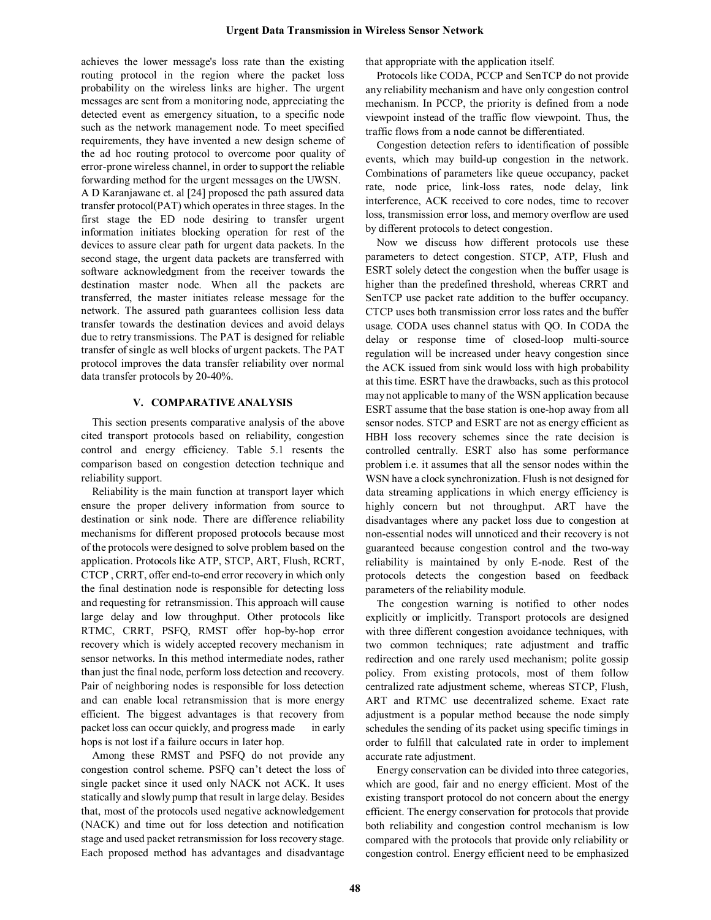achieves the lower message's loss rate than the existing routing protocol in the region where the packet loss probability on the wireless links are higher. The urgent messages are sent from a monitoring node, appreciating the detected event as emergency situation, to a specific node such as the network management node. To meet specified requirements, they have invented a new design scheme of the ad hoc routing protocol to overcome poor quality of error-prone wireless channel, in order to support the reliable forwarding method for the urgent messages on the UWSN.

A D Karanjawane et. al [24] proposed the path assured data transfer protocol(PAT) which operates in three stages. In the first stage the ED node desiring to transfer urgent information initiates blocking operation for rest of the devices to assure clear path for urgent data packets. In the second stage, the urgent data packets are transferred with software acknowledgment from the receiver towards the destination master node. When all the packets are transferred, the master initiates release message for the network. The assured path guarantees collision less data transfer towards the destination devices and avoid delays due to retry transmissions. The PAT is designed for reliable transfer of single as well blocks of urgent packets. The PAT protocol improves the data transfer reliability over normal data transfer protocols by 20-40%.

## V. COMPARATIVE ANALYSIS

This section presents comparative analysis of the above cited transport protocols based on reliability, congestion control and energy efficiency. Table 5.1 resents the comparison based on congestion detection technique and reliability support.

Reliability is the main function at transport layer which ensure the proper delivery information from source to destination or sink node. There are difference reliability mechanisms for different proposed protocols because most of the protocols were designed to solve problem based on the application. Protocols like ATP, STCP, ART, Flush, RCRT, CTCP , CRRT, offer end-to-end error recovery in which only the final destination node is responsible for detecting loss and requesting for retransmission. This approach will cause large delay and low throughput. Other protocols like RTMC, CRRT, PSFQ, RMST offer hop-by-hop error recovery which is widely accepted recovery mechanism in sensor networks. In this method intermediate nodes, rather than just the final node, perform loss detection and recovery. Pair of neighboring nodes is responsible for loss detection and can enable local retransmission that is more energy efficient. The biggest advantages is that recovery from packet loss can occur quickly, and progress made in early hops is not lost if a failure occurs in later hop.

Among these RMST and PSFQ do not provide any congestion control scheme. PSFQ can't detect the loss of single packet since it used only NACK not ACK. It uses statically and slowly pump that result in large delay. Besides that, most of the protocols used negative acknowledgement (NACK) and time out for loss detection and notification stage and used packet retransmission for loss recovery stage. Each proposed method has advantages and disadvantage that appropriate with the application itself.

Protocols like CODA, PCCP and SenTCP do not provide any reliability mechanism and have only congestion control mechanism. In PCCP, the priority is defined from a node viewpoint instead of the traffic flow viewpoint. Thus, the traffic flows from a node cannot be differentiated.

Congestion detection refers to identification of possible events, which may build-up congestion in the network. Combinations of parameters like queue occupancy, packet rate, node price, link-loss rates, node delay, link interference, ACK received to core nodes, time to recover loss, transmission error loss, and memory overflow are used by different protocols to detect congestion.

Now we discuss how different protocols use these parameters to detect congestion. STCP, ATP, Flush and ESRT solely detect the congestion when the buffer usage is higher than the predefined threshold, whereas CRRT and SenTCP use packet rate addition to the buffer occupancy. CTCP uses both transmission error loss rates and the buffer usage. CODA uses channel status with QO. In CODA the delay or response time of closed-loop multi-source regulation will be increased under heavy congestion since the ACK issued from sink would loss with high probability at this time. ESRT have the drawbacks, such as this protocol may not applicable to many of the WSN application because ESRT assume that the base station is one-hop away from all sensor nodes. STCP and ESRT are not as energy efficient as HBH loss recovery schemes since the rate decision is controlled centrally. ESRT also has some performance problem i.e. it assumes that all the sensor nodes within the WSN have a clock synchronization. Flush is not designed for data streaming applications in which energy efficiency is highly concern but not throughput. ART have the disadvantages where any packet loss due to congestion at non-essential nodes will unnoticed and their recovery is not guaranteed because congestion control and the two-way reliability is maintained by only E-node. Rest of the protocols detects the congestion based on feedback parameters of the reliability module.

The congestion warning is notified to other nodes explicitly or implicitly. Transport protocols are designed with three different congestion avoidance techniques, with two common techniques; rate adjustment and traffic redirection and one rarely used mechanism; polite gossip policy. From existing protocols, most of them follow centralized rate adjustment scheme, whereas STCP, Flush, ART and RTMC use decentralized scheme. Exact rate adjustment is a popular method because the node simply schedules the sending of its packet using specific timings in order to fulfill that calculated rate in order to implement accurate rate adjustment.

Energy conservation can be divided into three categories, which are good, fair and no energy efficient. Most of the existing transport protocol do not concern about the energy efficient. The energy conservation for protocols that provide both reliability and congestion control mechanism is low compared with the protocols that provide only reliability or congestion control. Energy efficient need to be emphasized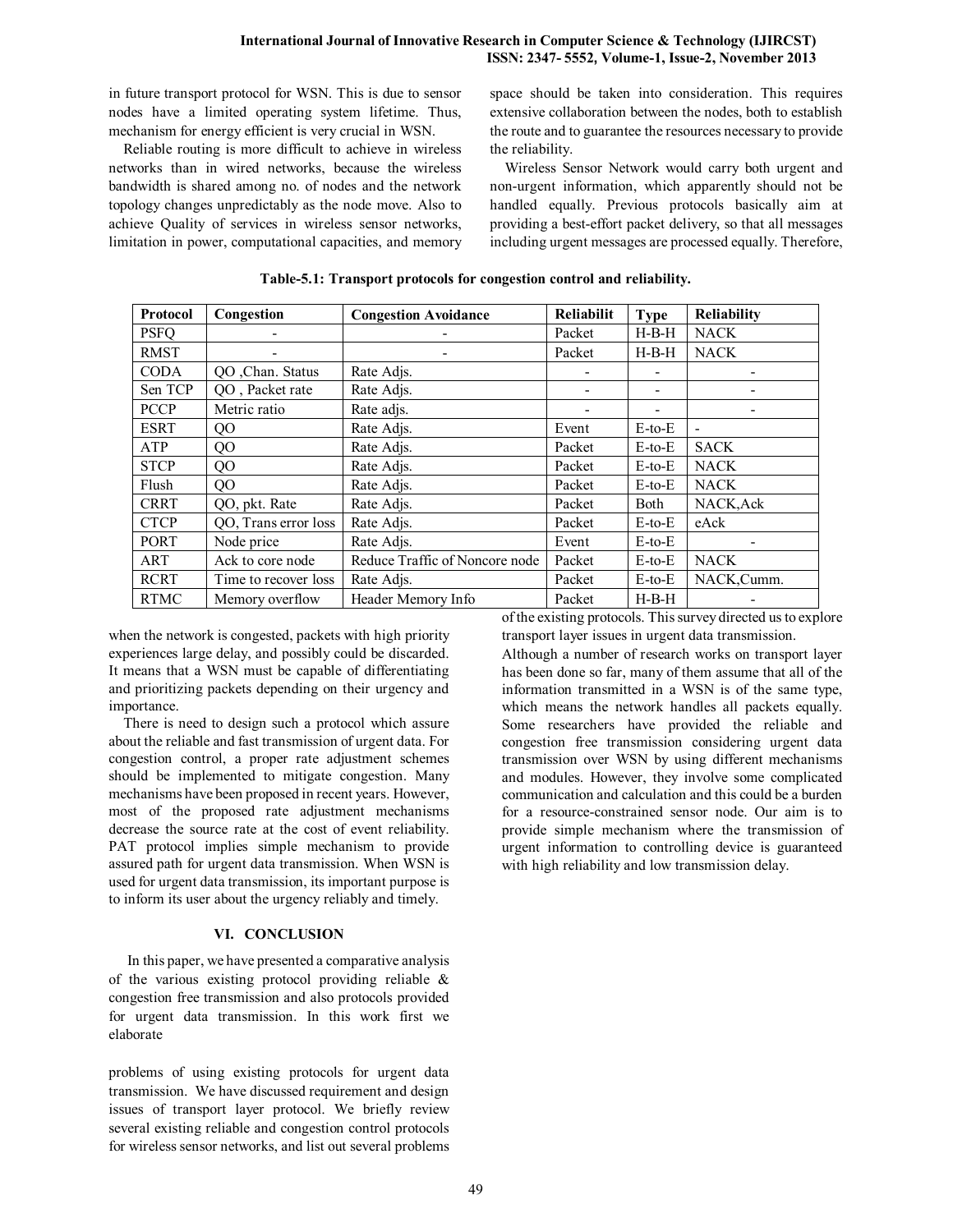in future transport protocol for WSN. This is due to sensor nodes have a limited operating system lifetime. Thus, mechanism for energy efficient is very crucial in WSN.

Reliable routing is more difficult to achieve in wireless networks than in wired networks, because the wireless bandwidth is shared among no. of nodes and the network topology changes unpredictably as the node move. Also to achieve Quality of services in wireless sensor networks, limitation in power, computational capacities, and memory space should be taken into consideration. This requires extensive collaboration between the nodes, both to establish the route and to guarantee the resources necessary to provide the reliability.

Wireless Sensor Network would carry both urgent and non-urgent information, which apparently should not be handled equally. Previous protocols basically aim at providing a best-effort packet delivery, so that all messages including urgent messages are processed equally. Therefore, when the network is congested, packets with high priority experiences large delay, and possibly could be discarded. It means that a WSN must be capable of differentiating and prioritizing packets depending on their urgency and importance.

**Table-5.1: Transport protocols for congestion control and reliability.**

| Protocol | Congestion | Congestion Avoidance | Reliabilit | Type | Reliability |
|---|---|---|---|---|---|
| PSFQ | - | - | Packet | H-B-H | NACK |
| RMST | - | - | Packet | H-B-H | NACK |
| CODA | QO ,Chan. Status | Rate Adjs. | - | - | - |
| Sen TCP | QO , Packet rate | Rate Adjs. | - | - | - |
| PCCP | Metric ratio | Rate adjs. | - | - | - |
| ESRT | QO | Rate Adjs. | Event | E-to-E | - |
| ATP | QO | Rate Adjs. | Packet | E-to-E | SACK |
| STCP | QO | Rate Adjs. | Packet | E-to-E | NACK |
| Flush | QO | Rate Adjs. | Packet | E-to-E | NACK |
| CRRT | QO, pkt. Rate | Rate Adjs. | Packet | Both | NACK,Ack |
| CTCP | QO, Trans error loss | Rate Adjs. | Packet | E-to-E | eAck |
| PORT | Node price | Rate Adjs. | Event | E-to-E | - |
| ART | Ack to core node | Reduce Traffic of Noncore node | Packet | E-to-E | NACK |
| RCRT | Time to recover loss | Rate Adjs. | Packet | E-to-E | NACK,Cumm. |
| RTMC | Memory overflow | Header Memory Info | Packet | H-B-H | - |

There is need to design such a protocol which assure about the reliable and fast transmission of urgent data. For congestion control, a proper rate adjustment schemes should be implemented to mitigate congestion. Many mechanisms have been proposed in recent years. However, most of the proposed rate adjustment mechanisms decrease the source rate at the cost of event reliability. PAT protocol implies simple mechanism to provide assured path for urgent data transmission. When WSN is used for urgent data transmission, its important purpose is to inform its user about the urgency reliably and timely.

## VI. CONCLUSION

In this paper, we have presented a comparative analysis of the various existing protocol providing reliable & congestion free transmission and also protocols provided for urgent data transmission. In this work first we elaborate problems of using existing protocols for urgent data transmission. We have discussed requirement and design issues of transport layer protocol. We briefly review several existing reliable and congestion control protocols for wireless sensor networks, and list out several problems of the existing protocols. This survey directed us to explore transport layer issues in urgent data transmission.

Although a number of research works on transport layer has been done so far, many of them assume that all of the information transmitted in a WSN is of the same type, which means the network handles all packets equally. Some researchers have provided the reliable and congestion free transmission considering urgent data transmission over WSN by using different mechanisms and modules. However, they involve some complicated communication and calculation and this could be a burden for a resource-constrained sensor node. Our aim is to provide simple mechanism where the transmission of urgent information to controlling device is guaranteed with high reliability and low transmission delay.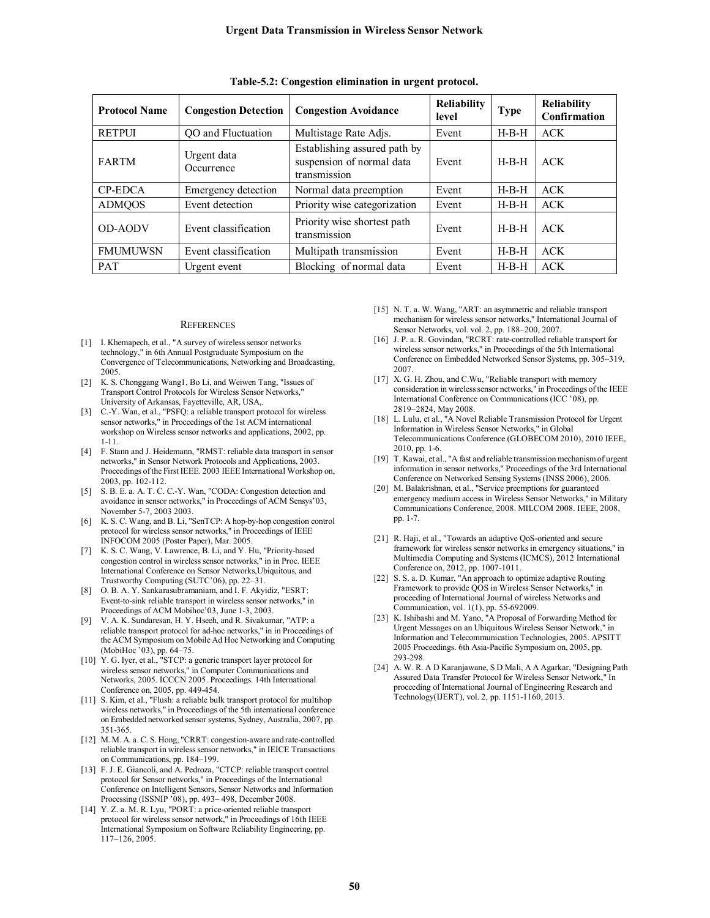**Table-5.2: Congestion elimination in urgent protocol.**

| Protocol Name | Congestion Detection | Congestion Avoidance | Reliability level | Type | Reliability Confirmation |
|---|---|---|---|---|---|
| RETPUI | QO and Fluctuation | Multistage Rate Adjs. | Event | H-B-H | ACK |
| FARTM | Urgent data Occurrence | Establishing assured path by suspension of normal data transmission | Event | H-B-H | ACK |
| CP-EDCA | Emergency detection | Normal data preemption | Event | H-B-H | ACK |
| ADMQOS | Event detection | Priority wise categorization | Event | H-B-H | ACK |
| OD-AODV | Event classification | Priority wise shortest path transmission | Event | H-B-H | ACK |
| FMUMUWSN | Event classification | Multipath transmission | Event | H-B-H | ACK |
| PAT | Urgent event | Blocking of normal data | Event | H-B-H | ACK |

## REFERENCES

[1] I. Khemapech, et al., "A survey of wireless sensor networks technology," in 6th Annual Postgraduate Symposium on the Convergence of Telecommunications, Networking and Broadcasting, 2005.

[2] K. S. Chonggang Wang1, Bo Li, and Weiwen Tang, "Issues of Transport Control Protocols for Wireless Sensor Networks," University of Arkansas, Fayetteville, AR, USA,.

[3] C.-Y. Wan, et al., "PSFQ: a reliable transport protocol for wireless sensor networks," in Proceedings of the 1st ACM international workshop on Wireless sensor networks and applications, 2002, pp. 1-11.

[4] F. Stann and J. Heidemann, "RMST: reliable data transport in sensor networks," in Sensor Network Protocols and Applications, 2003. Proceedings of the First IEEE. 2003 IEEE International Workshop on, 2003, pp. 102-112.

[5] S. B. E. a. A. T. C. C.-Y. Wan, "CODA: Congestion detection and avoidance in sensor networks," in Proceedings of ACM Sensys'03, November 5-7, 2003 2003.

[6] K. S. C. Wang, and B. Li, "SenTCP: A hop-by-hop congestion control protocol for wireless sensor networks," in Proceedings of IEEE INFOCOM 2005 (Poster Paper), Mar. 2005.

[7] K. S. C. Wang, V. Lawrence, B. Li, and Y. Hu, "Priority-based congestion control in wireless sensor networks," in in Proc. IEEE International Conference on Sensor Networks,Ubiquitous, and Trustworthy Computing (SUTC'06), pp. 22–31.

[8] O. B. A. Y. Sankarasubramaniam, and I. F. Akyidiz, "ESRT: Event-to-sink reliable transport in wireless sensor networks," in Proceedings of ACM Mobihoc'03, June 1-3, 2003.

[9] V. A. K. Sundaresan, H. Y. Hseeh, and R. Sivakumar, "ATP: a reliable transport protocol for ad-hoc networks," in in Proceedings of the ACM Symposium on Mobile Ad Hoc Networking and Computing (MobiHoc '03), pp. 64–75.

[10] Y. G. Iyer, et al., "STCP: a generic transport layer protocol for wireless sensor networks," in Computer Communications and Networks, 2005. ICCCN 2005. Proceedings. 14th International Conference on, 2005, pp. 449-454.

[11] S. Kim, et al., "Flush: a reliable bulk transport protocol for multihop wireless networks," in Proceedings of the 5th international conference on Embedded networked sensor systems, Sydney, Australia, 2007, pp. 351-365.

[12] M. M. A. a. C. S. Hong, "CRRT: congestion-aware and rate-controlled reliable transport in wireless sensor networks," in IEICE Transactions on Communications, pp. 184–199.

[13] F. J. E. Giancoli, and A. Pedroza, "CTCP: reliable transport control protocol for Sensor networks," in Proceedings of the International Conference on Intelligent Sensors, Sensor Networks and Information Processing (ISSNIP '08), pp. 493– 498, December 2008.

[14] Y. Z. a. M. R. Lyu, "PORT: a price-oriented reliable transport protocol for wireless sensor network," in Proceedings of 16th IEEE International Symposium on Software Reliability Engineering, pp. 117–126, 2005.

[15] N. T. a. W. Wang, "ART: an asymmetric and reliable transport mechanism for wireless sensor networks," International Journal of Sensor Networks, vol. vol. 2, pp. 188–200, 2007.

[16] J. P. a. R. Govindan, "RCRT: rate-controlled reliable transport for wireless sensor networks," in Proceedings of the 5th International Conference on Embedded Networked Sensor Systems, pp. 305–319, 2007.

[17] X. G. H. Zhou, and C.Wu, "Reliable transport with memory consideration in wireless sensor networks," in Proceedings of the IEEE International Conference on Communications (ICC '08), pp. 2819–2824, May 2008.

[18] L. Lulu, et al., "A Novel Reliable Transmission Protocol for Urgent Information in Wireless Sensor Networks," in Global Telecommunications Conference (GLOBECOM 2010), 2010 IEEE, 2010, pp. 1-6.

[19] T. Kawai, et al., "A fast and reliable transmission mechanism of urgent information in sensor networks," Proceedings of the 3rd International Conference on Networked Sensing Systems (INSS 2006), 2006.

[20] M. Balakrishnan, et al., "Service preemptions for guaranteed emergency medium access in Wireless Sensor Networks," in Military Communications Conference, 2008. MILCOM 2008. IEEE, 2008, pp. 1-7.

[21] R. Haji, et al., "Towards an adaptive QoS-oriented and secure framework for wireless sensor networks in emergency situations," in Multimedia Computing and Systems (ICMCS), 2012 International Conference on, 2012, pp. 1007-1011.

[22] S. S. a. D. Kumar, "An approach to optimize adaptive Routing Framework to provide QOS in Wireless Sensor Networks," in proceeding of International Journal of wireless Networks and Communication, vol. 1(1), pp. 55-692009.

[23] K. Ishibashi and M. Yano, "A Proposal of Forwarding Method for Urgent Messages on an Ubiquitous Wireless Sensor Network," in Information and Telecommunication Technologies, 2005. APSITT 2005 Proceedings. 6th Asia-Pacific Symposium on, 2005, pp. 293-298.

[24] A. W. R. A D Karanjawane, S D Mali, A A Agarkar, "Designing Path Assured Data Transfer Protocol for Wireless Sensor Network," In proceeding of International Journal of Engineering Research and Technology(IJERT), vol. 2, pp. 1151-1160, 2013.